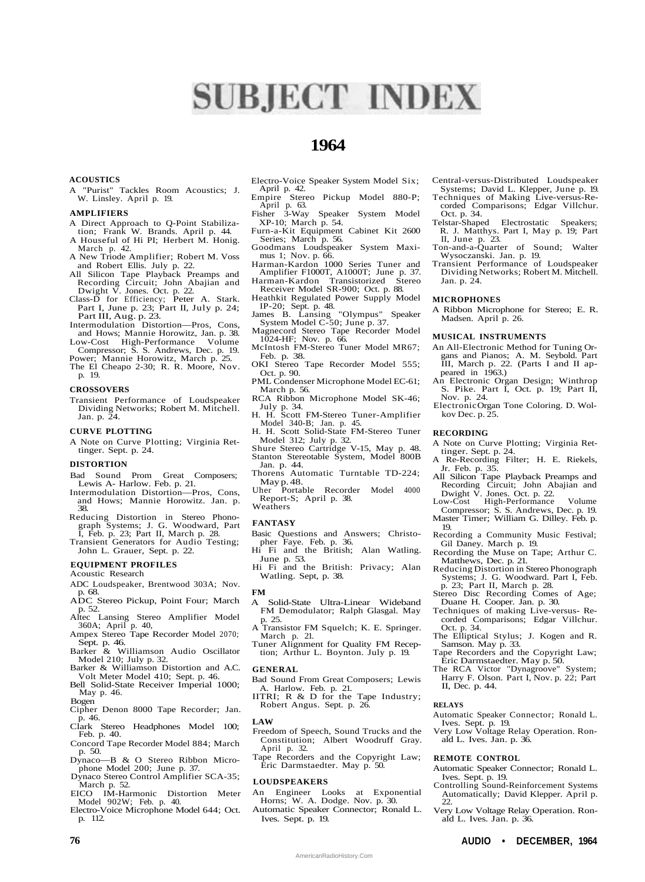# SUBJECT INDEX

## 1964

### ACOUSTICS

A "Purist" Tackles Room Acoustics; J. W. Linsley. April p. 19.

### AMPLIFIERS

A Direct Approach to Q-Point Stabilization; Frank W. Brands. April p. 44.

A Houseful of Hi PI; Herbert M. Honig. March p. 42.

A New Triode Amplifier; Robert M. Voss and Robert Ellis. July p. 22.

All Silicon Tape Playback Preamps and Recording Circuit; John Abajian and Dwight V. Jones. Oct. p. 22.

Class-D for Efficiency; Peter A. Stark. Part I, June p. 23; Part II, July p. 24; Part III, Aug. p. 23.

Intermodulation Distortion—Pros, Cons, and Hows; Mannie Horowitz, Jan. p. 38.

Low-Cost High-Performance Volume Compressor; S. S. Andrews, Dec. p. 19.

Power; Mannie Horowitz, March p. 25.

The El Cheapo 2-30; R. R. Moore, Nov. p. 19.

### CROSSOVERS

Transient Performance of Loudspeaker Dividing Networks; Robert M. Mitchell. Jan. p. 24.

### CURVE PLOTTING

A Note on Curve Plotting; Virginia Rettinger. Sept. p. 24.

### DISTORTION

Bad Sound Prom Great Composers; Lewis A- Harlow. Feb. p. 21.

Intermodulation Distortion—Pros, Cons, and Hows; Mannie Horowitz. Jan. p. 38.

Reducing Distortion in Stereo Phonograph Systems; J. G. Woodward, Part I, Feb. p. 23; Part II, March p. 28.

Transient Generators for Audio Testing; John L. Grauer, Sept. p. 22.

### EQUIPMENT PROFILES

Acoustic Research

ADC Loudspeaker, Brentwood 303A; Nov. p. 68.

ADC Stereo Pickup, Point Four; March p. 52.

Altec Lansing Stereo Amplifier Model 360A; April p. 40,

Ampex Stereo Tape Recorder Model 2070; Sept. p. 46.

Barker & Williamson Audio Oscillator Model 210; July p. 32.

Barker & Williamson Distortion and A.C. Volt Meter Model 410; Sept. p. 46.

Bell Solid-State Receiver Imperial 1000; May p. 46.

Bogen

Cipher Denon 8000 Tape Recorder; Jan. p. 46.

Clark Stereo Headphones Model 100; Feb. p. 40.

Concord Tape Recorder Model 884; March p. 50.

Dynaco—B & O Stereo Ribbon Microphone Model 200; June p. 37.

Dynaco Stereo Control Amplifier SCA-35; March p. 52.

EICO IM-Harmonic Distortion Meter Model 902W; Feb. p. 40.

Electro-Voice Microphone Model 644; Oct. p. 112.

Electro-Voice Speaker System Model Six; April p. 42.

Empire Stereo Pickup Model 880-P; April p. 63.

Fisher 3-Way Speaker System Model XP-10; March p. 54.

Furn-a-Kit Equipment Cabinet Kit 2600 Series; March p. 56.

Goodmans Loudspeaker System Maximus 1; Nov. p. 66.

Harman-Kardon 1000 Series Tuner and Amplifier F1000T, A1000T; June p. 37.

Harman-Kardon Transistorized Stereo Receiver Model SR-900; Oct. p. 88.

Heathkit Regulated Power Supply Model IP-20; Sept. p. 48.

James B. Lansing "Olympus" Speaker System Model C-50; June p. 37.

Magnecord Stereo Tape Recorder Model 1024-HF; Nov. p. 66.

McIntosh FM-Stereo Tuner Model MR67; Feb. p. 38.

OKI Stereo Tape Recorder Model 555; Oct. p. 90.

PML Condenser Microphone Model EC-61; March p. 56.

RCA Ribbon Microphone Model SK-46; July p. 34.

H. H. Scott FM-Stereo Tuner-Amplifier Model 340-B; Jan. p. 45.

H. H. Scott Solid-State FM-Stereo Tuner Model 312; July p. 32.

Shure Stereo Cartridge V-15, May p. 48.

Stanton Stereotable System, Model 800B Jan. p. 44.

Thorens Automatic Turntable TD-224; May p. 48.

Uher Portable Recorder Model 4000 Report-S; April p. 38.

Weathers

### FANTASY

Basic Questions and Answers; Christopher Faye. Feb. p. 36.

Hi Fi and the British; Alan Watling. June p. 53.

Hi Fi and the British: Privacy; Alan Watling. Sept, p. 38.

### FM

A Solid-State Ultra-Linear Wideband FM Demodulator; Ralph Glasgal. May p. 25.

A Transistor FM Squelch; K. E. Springer. March p. 21.

Tuner Alignment for Quality FM Reception; Arthur L. Boynton. July p. 19.

### GENERAL

Bad Sound From Great Composers; Lewis A. Harlow. Feb. p. 21.

IITRI; R & D for the Tape Industry; Robert Angus. Sept. p. 26.

### LAW

Freedom of Speech, Sound Trucks and the Constitution; Albert Woodruff Gray. April p. 32.

Tape Recorders and the Copyright Law; Eric Darmstaedter. May p. 50.

### LOUDSPEAKERS

An Engineer Looks at Exponential Horns; W. A. Dodge. Nov. p. 30.

Automatic Speaker Connector; Ronald L. Ives. Sept. p. 19.

Central-versus-Distributed Loudspeaker Systems; David L. Klepper, June p. 19.

Techniques of Making Live-versus-Recorded Comparisons; Edgar Villchur. Oct. p. 34.

Telstar-Shaped Electrostatic Speakers; R. J. Matthys. Part I, May p. 19; Part II, June p. 23.

Ton-and-a-Quarter of Sound; Walter Wysoczanski. Jan. p. 19.

Transient Performance of Loudspeaker Dividing Networks; Robert M. Mitchell. Jan. p. 24.

### MICROPHONES

A Ribbon Microphone for Stereo; E. R. Madsen. April p. 26.

### MUSICAL INSTRUMENTS

An All-Electronic Method for Tuning Organs and Pianos; A. M. Seybold. Part III, March p. 22. (Parts I and II appeared in 1963.)

An Electronic Organ Design; Winthrop S. Pike. Part I, Oct. p. 19; Part II, Nov. p. 24.

Electronic Organ Tone Coloring. D. Wolkov Dec. p. 25.

### RECORDING

A Note on Curve Plotting; Virginia Rettinger. Sept. p. 24.

A Re-Recording Filter; H. E. Riekels, Jr. Feb. p. 35.

All Silicon Tape Playback Preamps and Recording Circuit; John Abajian and Dwight V. Jones. Oct. p. 22.

Low-Cost High-Performance Volume Compressor; S. S. Andrews, Dec. p. 19.

Master Timer; William G. Dilley. Feb. p. 19.

Recording a Community Music Festival; Gil Daney. March p. 19.

Recording the Muse on Tape; Arthur C. Matthews, Dec. p. 21.

Reducing Distortion in Stereo Phonograph Systems; J. G. Woodward. Part I, Feb. p. 23; Part II, March p. 28.

Stereo Disc Recording Comes of Age; Duane H. Cooper. Jan. p. 30.

Techniques of making Live-versus- Recorded Comparisons; Edgar Villchur. Oct. p. 34.

The Elliptical Stylus; J. Kogen and R. Samson. May p. 33.

Tape Recorders and the Copyright Law; Eric Darmstaedter. May p. 50.

The RCA Victor "Dynagroove" System; Harry F. Olson. Part I, Nov. p. 22; Part II, Dec. p. 44.

### RELAYS

Automatic Speaker Connector; Ronald L. Ives. Sept. p. 19.

Very Low Voltage Relay Operation. Ronald L. Ives. Jan. p. 36.

### REMOTE CONTROL

Automatic Speaker Connector; Ronald L. Ives. Sept. p. 19.

Controlling Sound-Reinforcement Systems Automatically; David Klepper. April p. 22.

Very Low Voltage Relay Operation. Ronald L. Ives. Jan. p. 36.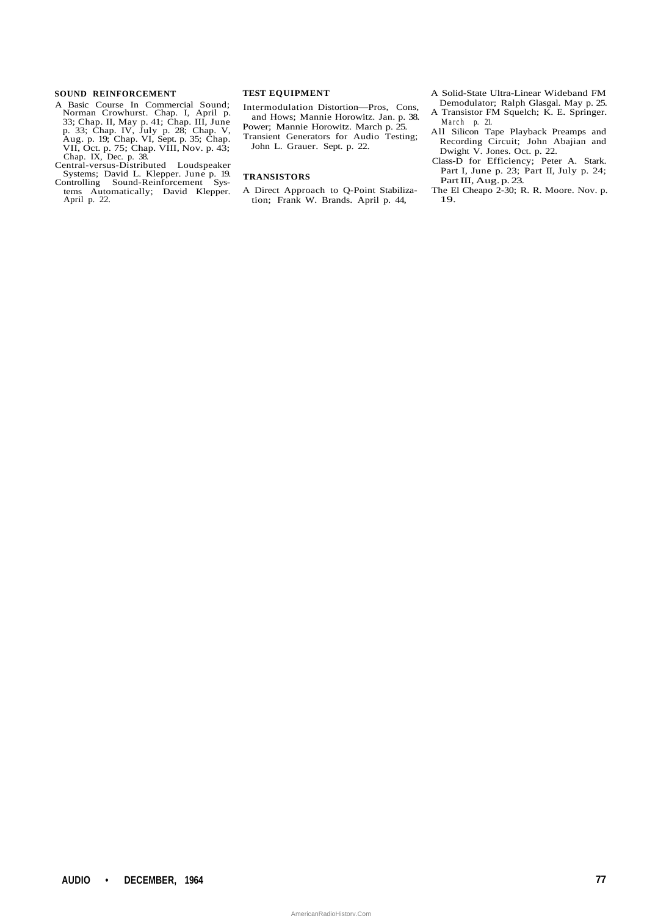## SOUND REINFORCEMENT

A Basic Course In Commercial Sound; Norman Crowhurst. Chap. I, April p. 33; Chap. II, May p. 41; Chap. III, June p. 33; Chap. IV, July p. 28; Chap. V, Aug. p. 19; Chap. VI, Sept. p. 35; Chap. VII, Oct. p. 75; Chap. VIII, Nov. p. 43; Chap. IX, Dec. p. 38.

Central-versus-Distributed Loudspeaker Systems; David L. Klepper. June p. 19.

Controlling Sound-Reinforcement Systems Automatically; David Klepper. April p. 22.

## TEST EQUIPMENT

Intermodulation Distortion—Pros, Cons, and Hows; Mannie Horowitz. Jan. p. 38.

Power; Mannie Horowitz. March p. 25.

Transient Generators for Audio Testing; John L. Grauer. Sept. p. 22.

## TRANSISTORS

A Direct Approach to Q-Point Stabilization; Frank W. Brands. April p. 44,

A Solid-State Ultra-Linear Wideband FM Demodulator; Ralph Glasgal. May p. 25.

A Transistor FM Squelch; K. E. Springer. March p. 21.

All Silicon Tape Playback Preamps and Recording Circuit; John Abajian and Dwight V. Jones. Oct. p. 22.

Class-D for Efficiency; Peter A. Stark. Part I, June p. 23; Part II, July p. 24; Part III, Aug. p. 23.

The El Cheapo 2-30; R. R. Moore. Nov. p. 19.